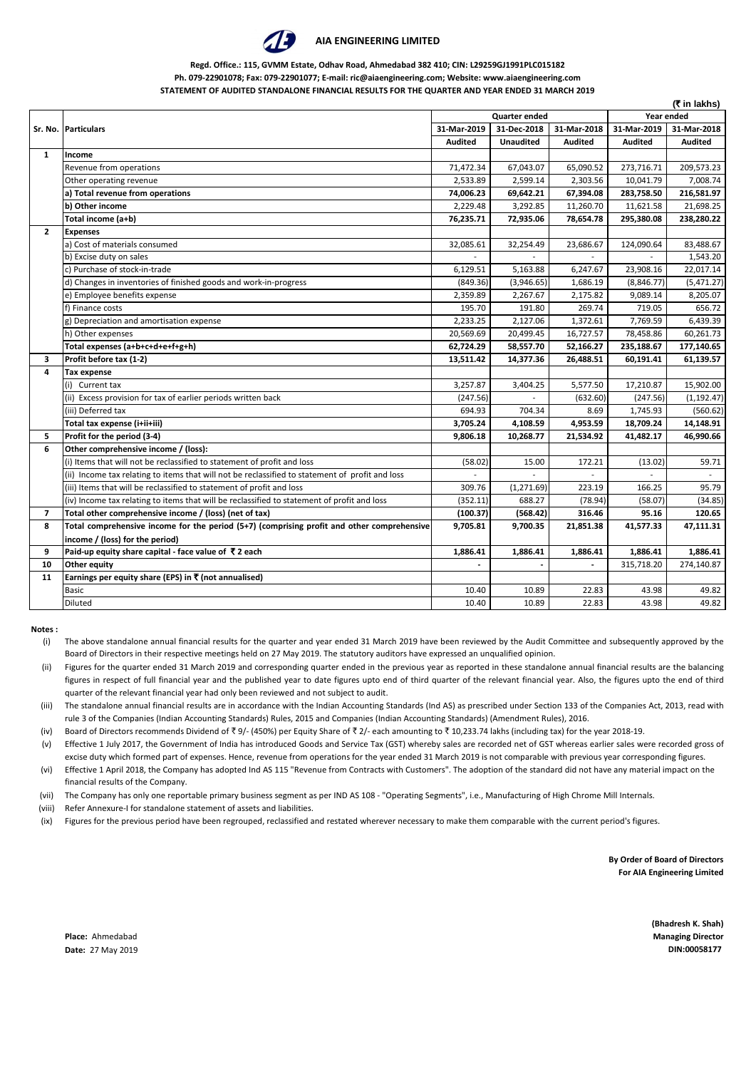# AIA ENGINEERING LIMITED

**Regd. Office.: 115, GVMM Estate, Odhav Road, Ahmedabad 382 410; CIN: L29259GJ1991PLC015182**

**Ph. 079-22901078; Fax: 079-22901077; E-mail: ric@aiaengineering.com; Website: www.aiaengineering.com**

**STATEMENT OF AUDITED STANDALONE FINANCIAL RESULTS FOR THE QUARTER AND YEAR ENDED 31 MARCH 2019**

**(₹ in lakhs)**

| Sr. No. | Particulars | Quarter ended | | | Year ended | |
|---|---|---|---|---|---|---|
| | | 31-Mar-2019 | 31-Dec-2018 | 31-Mar-2018 | 31-Mar-2019 | 31-Mar-2018 |
| | | Audited | Unaudited | Audited | Audited | Audited |
| **1** | **Income** | | | | | |
| | Revenue from operations | 71,472.34 | 67,043.07 | 65,090.52 | 273,716.71 | 209,573.23 |
| | Other operating revenue | 2,533.89 | 2,599.14 | 2,303.56 | 10,041.79 | 7,008.74 |
| | **a) Total revenue from operations** | **74,006.23** | **69,642.21** | **67,394.08** | **283,758.50** | **216,581.97** |
| | **b) Other income** | 2,229.48 | 3,292.85 | 11,260.70 | 11,621.58 | 21,698.25 |
| | **Total income (a+b)** | **76,235.71** | **72,935.06** | **78,654.78** | **295,380.08** | **238,280.22** |
| **2** | **Expenses** | | | | | |
| | a) Cost of materials consumed | 32,085.61 | 32,254.49 | 23,686.67 | 124,090.64 | 83,488.67 |
| | b) Excise duty on sales | - | - | - | - | 1,543.20 |
| | c) Purchase of stock-in-trade | 6,129.51 | 5,163.88 | 6,247.67 | 23,908.16 | 22,017.14 |
| | d) Changes in inventories of finished goods and work-in-progress | (849.36) | (3,946.65) | 1,686.19 | (8,846.77) | (5,471.27) |
| | e) Employee benefits expense | 2,359.89 | 2,267.67 | 2,175.82 | 9,089.14 | 8,205.07 |
| | f) Finance costs | 195.70 | 191.80 | 269.74 | 719.05 | 656.72 |
| | g) Depreciation and amortisation expense | 2,233.25 | 2,127.06 | 1,372.61 | 7,769.59 | 6,439.39 |
| | h) Other expenses | 20,569.69 | 20,499.45 | 16,727.57 | 78,458.86 | 60,261.73 |
| | **Total expenses (a+b+c+d+e+f+g+h)** | **62,724.29** | **58,557.70** | **52,166.27** | **235,188.67** | **177,140.65** |
| **3** | **Profit before tax (1-2)** | **13,511.42** | **14,377.36** | **26,488.51** | **60,191.41** | **61,139.57** |
| **4** | **Tax expense** | | | | | |
| | (i) Current tax | 3,257.87 | 3,404.25 | 5,577.50 | 17,210.87 | 15,902.00 |
| | (ii) Excess provision for tax of earlier periods written back | (247.56) | - | (632.60) | (247.56) | (1,192.47) |
| | (iii) Deferred tax | 694.93 | 704.34 | 8.69 | 1,745.93 | (560.62) |
| | **Total tax expense (i+ii+iii)** | **3,705.24** | **4,108.59** | **4,953.59** | **18,709.24** | **14,148.91** |
| **5** | **Profit for the period (3-4)** | **9,806.18** | **10,268.77** | **21,534.92** | **41,482.17** | **46,990.66** |
| **6** | **Other comprehensive income / (loss):** | | | | | |
| | (i) Items that will not be reclassified to statement of profit and loss | (58.02) | 15.00 | 172.21 | (13.02) | 59.71 |
| | (ii) Income tax relating to items that will not be reclassified to statement of profit and loss | - | - | - | - | - |
| | (iii) Items that will be reclassified to statement of profit and loss | 309.76 | (1,271.69) | 223.19 | 166.25 | 95.79 |
| | (iv) Income tax relating to items that will be reclassified to statement of profit and loss | (352.11) | 688.27 | (78.94) | (58.07) | (34.85) |
| **7** | **Total other comprehensive income / (loss) (net of tax)** | **(100.37)** | **(568.42)** | **316.46** | **95.16** | **120.65** |
| **8** | **Total comprehensive income for the period (5+7) (comprising profit and other comprehensive income / (loss) for the period)** | **9,705.81** | **9,700.35** | **21,851.38** | **41,577.33** | **47,111.31** |
| **9** | **Paid-up equity share capital - face value of ₹ 2 each** | **1,886.41** | **1,886.41** | **1,886.41** | **1,886.41** | **1,886.41** |
| **10** | **Other equity** | **-** | **-** | **-** | 315,718.20 | 274,140.87 |
| **11** | **Earnings per equity share (EPS) in ₹ (not annualised)** | | | | | |
| | Basic | 10.40 | 10.89 | 22.83 | 43.98 | 49.82 |
| | Diluted | 10.40 | 10.89 | 22.83 | 43.98 | 49.82 |

**Notes :**

(i) The above standalone annual financial results for the quarter and year ended 31 March 2019 have been reviewed by the Audit Committee and subsequently approved by the Board of Directors in their respective meetings held on 27 May 2019. The statutory auditors have expressed an unqualified opinion.

(ii) Figures for the quarter ended 31 March 2019 and corresponding quarter ended in the previous year as reported in these standalone annual financial results are the balancing figures in respect of full financial year and the published year to date figures upto end of third quarter of the relevant financial year. Also, the figures upto the end of third quarter of the relevant financial year had only been reviewed and not subject to audit.

(iii) The standalone annual financial results are in accordance with the Indian Accounting Standards (Ind AS) as prescribed under Section 133 of the Companies Act, 2013, read with rule 3 of the Companies (Indian Accounting Standards) Rules, 2015 and Companies (Indian Accounting Standards) (Amendment Rules), 2016.

(iv) Board of Directors recommends Dividend of ₹ 9/- (450%) per Equity Share of ₹ 2/- each amounting to ₹ 10,233.74 lakhs (including tax) for the year 2018-19.

(v) Effective 1 July 2017, the Government of India has introduced Goods and Service Tax (GST) whereby sales are recorded net of GST whereas earlier sales were recorded gross of excise duty which formed part of expenses. Hence, revenue from operations for the year ended 31 March 2019 is not comparable with previous year corresponding figures.

(vi) Effective 1 April 2018, the Company has adopted Ind AS 115 "Revenue from Contracts with Customers". The adoption of the standard did not have any material impact on the financial results of the Company.

(vii) The Company has only one reportable primary business segment as per IND AS 108 - "Operating Segments", i.e., Manufacturing of High Chrome Mill Internals.

(viii) Refer Annexure-I for standalone statement of assets and liabilities.

(ix) Figures for the previous period have been regrouped, reclassified and restated wherever necessary to make them comparable with the current period's figures.

**By Order of Board of Directors**
**For AIA Engineering Limited**

**(Bhadresh K. Shah)**
**Managing Director**
**DIN:00058177**

**Place:** Ahmedabad
**Date:** 27 May 2019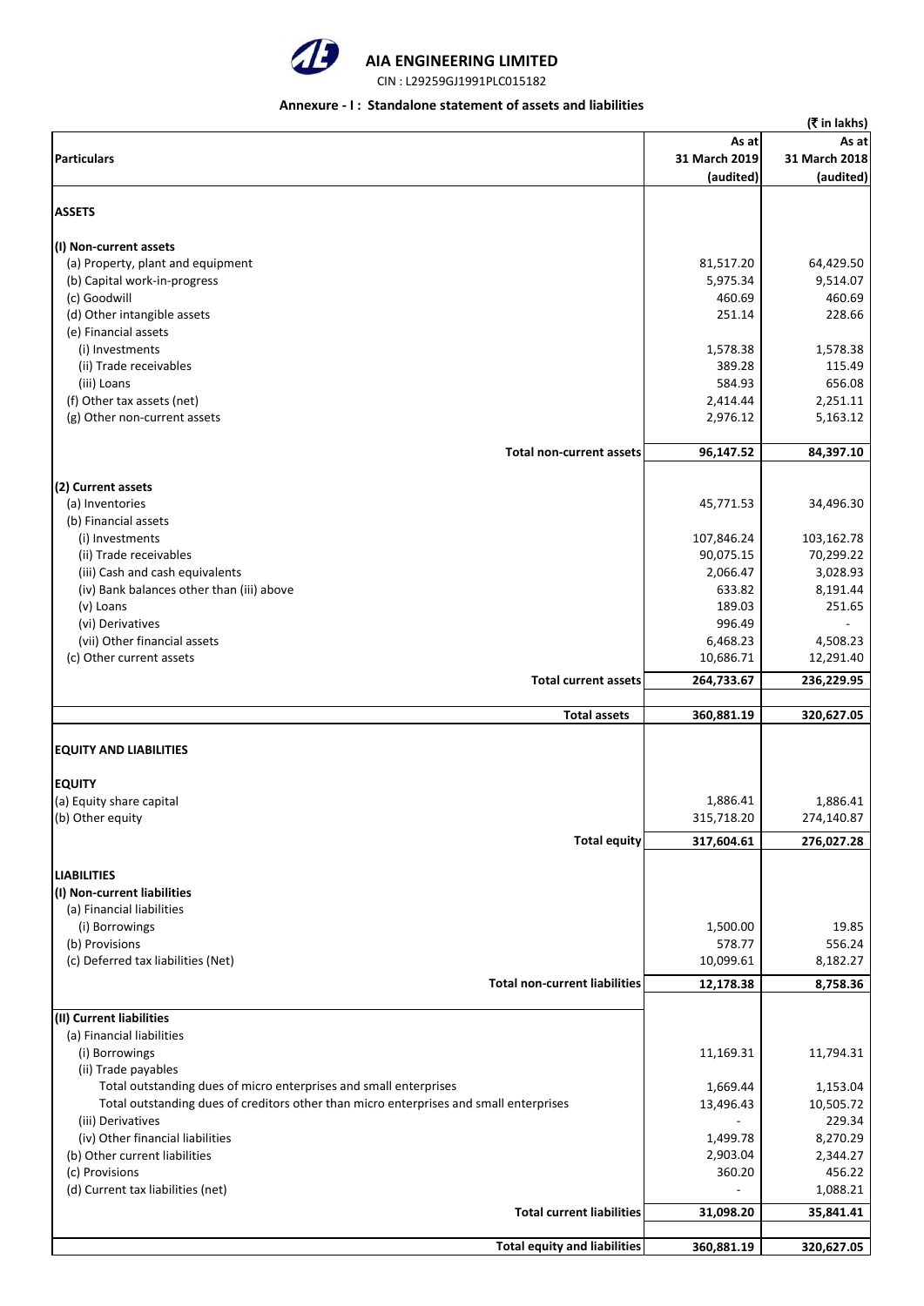# AIA ENGINEERING LIMITED

CIN : L29259GJ1991PLC015182

**Annexure - I : Standalone statement of assets and liabilities**

(₹ in lakhs)

| Particulars | As at 31 March 2019 (audited) | As at 31 March 2018 (audited) |
|---|---|---|
| **ASSETS** | | |
| **(I) Non-current assets** | | |
| (a) Property, plant and equipment | 81,517.20 | 64,429.50 |
| (b) Capital work-in-progress | 5,975.34 | 9,514.07 |
| (c) Goodwill | 460.69 | 460.69 |
| (d) Other intangible assets | 251.14 | 228.66 |
| (e) Financial assets | | |
| (i) Investments | 1,578.38 | 1,578.38 |
| (ii) Trade receivables | 389.28 | 115.49 |
| (iii) Loans | 584.93 | 656.08 |
| (f) Other tax assets (net) | 2,414.44 | 2,251.11 |
| (g) Other non-current assets | 2,976.12 | 5,163.12 |
| **Total non-current assets** | **96,147.52** | **84,397.10** |
| **(2) Current assets** | | |
| (a) Inventories | 45,771.53 | 34,496.30 |
| (b) Financial assets | | |
| (i) Investments | 107,846.24 | 103,162.78 |
| (ii) Trade receivables | 90,075.15 | 70,299.22 |
| (iii) Cash and cash equivalents | 2,066.47 | 3,028.93 |
| (iv) Bank balances other than (iii) above | 633.82 | 8,191.44 |
| (v) Loans | 189.03 | 251.65 |
| (vi) Derivatives | 996.49 | - |
| (vii) Other financial assets | 6,468.23 | 4,508.23 |
| (c) Other current assets | 10,686.71 | 12,291.40 |
| **Total current assets** | **264,733.67** | **236,229.95** |
| **Total assets** | **360,881.19** | **320,627.05** |
| **EQUITY AND LIABILITIES** | | |
| **EQUITY** | | |
| (a) Equity share capital | 1,886.41 | 1,886.41 |
| (b) Other equity | 315,718.20 | 274,140.87 |
| **Total equity** | **317,604.61** | **276,027.28** |
| **LIABILITIES** | | |
| **(I) Non-current liabilities** | | |
| (a) Financial liabilities | | |
| (i) Borrowings | 1,500.00 | 19.85 |
| (b) Provisions | 578.77 | 556.24 |
| (c) Deferred tax liabilities (Net) | 10,099.61 | 8,182.27 |
| **Total non-current liabilities** | **12,178.38** | **8,758.36** |
| **(II) Current liabilities** | | |
| (a) Financial liabilities | | |
| (i) Borrowings | 11,169.31 | 11,794.31 |
| (ii) Trade payables | | |
| Total outstanding dues of micro enterprises and small enterprises | 1,669.44 | 1,153.04 |
| Total outstanding dues of creditors other than micro enterprises and small enterprises | 13,496.43 | 10,505.72 |
| (iii) Derivatives | - | 229.34 |
| (iv) Other financial liabilities | 1,499.78 | 8,270.29 |
| (b) Other current liabilities | 2,903.04 | 2,344.27 |
| (c) Provisions | 360.20 | 456.22 |
| (d) Current tax liabilities (net) | - | 1,088.21 |
| **Total current liabilities** | **31,098.20** | **35,841.41** |
| **Total equity and liabilities** | **360,881.19** | **320,627.05** |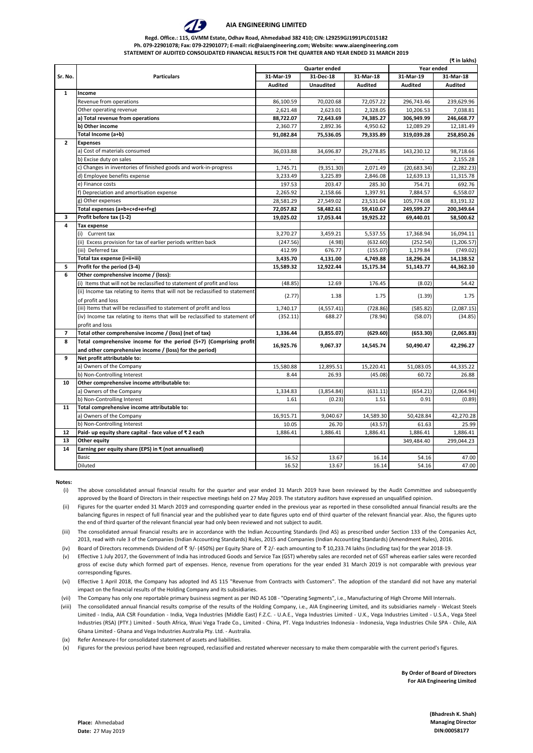# AIA ENGINEERING LIMITED

**Regd. Office.: 115, GVMM Estate, Odhav Road, Ahmedabad 382 410; CIN: L29259GJ1991PLC015182**
**Ph. 079-22901078; Fax: 079-22901077; E-mail: ric@aiaengineering.com; Website: www.aiaengineering.com**
**STATEMENT OF AUDITED CONSOLIDATED FINANCIAL RESULTS FOR THE QUARTER AND YEAR ENDED 31 MARCH 2019**

(₹ in lakhs)

| Sr. No. | Particulars | Quarter ended | | | Year ended | |
|---|---|---|---|---|---|---|
| | | 31-Mar-19 | 31-Dec-18 | 31-Mar-18 | 31-Mar-19 | 31-Mar-18 |
| | | Audited | Unaudited | Audited | Audited | Audited |
| 1 | **Income** | | | | | |
| | Revenue from operations | 86,100.59 | 70,020.68 | 72,057.22 | 296,743.46 | 239,629.96 |
| | Other operating revenue | 2,621.48 | 2,623.01 | 2,328.05 | 10,206.53 | 7,038.81 |
| | **a) Total revenue from operations** | **88,722.07** | **72,643.69** | **74,385.27** | **306,949.99** | **246,668.77** |
| | **b) Other income** | 2,360.77 | 2,892.36 | 4,950.62 | 12,089.29 | 12,181.49 |
| | **Total Income (a+b)** | **91,082.84** | **75,536.05** | **79,335.89** | **319,039.28** | **258,850.26** |
| 2 | **Expenses** | | | | | |
| | a) Cost of materials consumed | 36,033.88 | 34,696.87 | 29,278.85 | 143,230.12 | 98,718.66 |
| | b) Excise duty on sales | - | - | - | - | 2,155.28 |
| | c) Changes in inventories of finished goods and work-in-progress | 1,745.71 | (9,351.30) | 2,071.49 | (20,683.34) | (2,282.23) |
| | d) Employee benefits expense | 3,233.49 | 3,225.89 | 2,846.08 | 12,639.13 | 11,315.78 |
| | e) Finance costs | 197.53 | 203.47 | 285.30 | 754.71 | 692.76 |
| | f) Depreciation and amortisation expense | 2,265.92 | 2,158.66 | 1,397.91 | 7,884.57 | 6,558.07 |
| | g) Other expenses | 28,581.29 | 27,549.02 | 23,531.04 | 105,774.08 | 83,191.32 |
| | **Total expenses (a+b+c+d+e+f+g)** | **72,057.82** | **58,482.61** | **59,410.67** | **249,599.27** | **200,349.64** |
| 3 | **Profit before tax (1-2)** | **19,025.02** | **17,053.44** | **19,925.22** | **69,440.01** | **58,500.62** |
| 4 | **Tax expense** | | | | | |
| | (i) Current tax | 3,270.27 | 3,459.21 | 5,537.55 | 17,368.94 | 16,094.11 |
| | (ii) Excess provision for tax of earlier periods written back | (247.56) | (4.98) | (632.60) | (252.54) | (1,206.57) |
| | (iii) Deferred tax | 412.99 | 676.77 | (155.07) | 1,179.84 | (749.02) |
| | **Total tax expense (i+ii+iii)** | **3,435.70** | **4,131.00** | **4,749.88** | **18,296.24** | **14,138.52** |
| 5 | **Profit for the period (3-4)** | **15,589.32** | **12,922.44** | **15,175.34** | **51,143.77** | **44,362.10** |
| 6 | **Other comprehensive income / (loss):** | | | | | |
| | (i) Items that will not be reclassified to statement of profit and loss | (48.85) | 12.69 | 176.45 | (8.02) | 54.42 |
| | (ii) Income tax relating to items that will not be reclassified to statement of profit and loss | (2.77) | 1.38 | 1.75 | (1.39) | 1.75 |
| | (iii) Items that will be reclassified to statement of profit and loss | 1,740.17 | (4,557.41) | (728.86) | (585.82) | (2,087.15) |
| | (iv) Income tax relating to items that will be reclassified to statement of profit and loss | (352.11) | 688.27 | (78.94) | (58.07) | (34.85) |
| 7 | **Total other comprehensive income / (loss) (net of tax)** | **1,336.44** | **(3,855.07)** | **(629.60)** | **(653.30)** | **(2,065.83)** |
| 8 | **Total comprehensive income for the period (5+7) (Comprising profit and other comprehensive income / (loss) for the period)** | **16,925.76** | **9,067.37** | **14,545.74** | **50,490.47** | **42,296.27** |
| 9 | **Net profit attributable to:** | | | | | |
| | a) Owners of the Company | 15,580.88 | 12,895.51 | 15,220.41 | 51,083.05 | 44,335.22 |
| | b) Non-Controlling Interest | 8.44 | 26.93 | (45.08) | 60.72 | 26.88 |
| 10 | **Other comprehensive income attributable to:** | | | | | |
| | a) Owners of the Company | 1,334.83 | (3,854.84) | (631.11) | (654.21) | (2,064.94) |
| | b) Non-Controlling Interest | 1.61 | (0.23) | 1.51 | 0.91 | (0.89) |
| 11 | **Total comprehensive income attributable to:** | | | | | |
| | a) Owners of the Company | 16,915.71 | 9,040.67 | 14,589.30 | 50,428.84 | 42,270.28 |
| | b) Non-Controlling Interest | 10.05 | 26.70 | (43.57) | 61.63 | 25.99 |
| 12 | **Paid- up equity share capital - face value of ₹ 2 each** | 1,886.41 | 1,886.41 | 1,886.41 | 1,886.41 | 1,886.41 |
| 13 | **Other equity** | | | | 349,484.40 | 299,044.23 |
| 14 | **Earning per equity share (EPS) in ₹ (not annualised)** | | | | | |
| | Basic | 16.52 | 13.67 | 16.14 | 54.16 | 47.00 |
| | Diluted | 16.52 | 13.67 | 16.14 | 54.16 | 47.00 |

**Notes:**

(i) The above consolidated annual financial results for the quarter and year ended 31 March 2019 have been reviewed by the Audit Committee and subsequently approved by the Board of Directors in their respective meetings held on 27 May 2019. The statutory auditors have expressed an unqualified opinion.

(ii) Figures for the quarter ended 31 March 2019 and corresponding quarter ended in the previous year as reported in these consolidted annual financial results are the balancing figures in respect of full financial year and the published year to date figures upto end of third quarter of the relevant financial year. Also, the figures upto the end of third quarter of the relevant financial year had only been reviewed and not subject to audit.

(iii) The consolidated annual financial results are in accordance with the Indian Accounting Standards (Ind AS) as prescribed under Section 133 of the Companies Act, 2013, read with rule 3 of the Companies (Indian Accounting Standards) Rules, 2015 and Companies (Indian Accounting Standards) (Amendment Rules), 2016.

(iv) Board of Directors recommends Dividend of ₹ 9/- (450%) per Equity Share of ₹ 2/- each amounting to ₹ 10,233.74 lakhs (including tax) for the year 2018-19.

(v) Effective 1 July 2017, the Government of India has introduced Goods and Service Tax (GST) whereby sales are recorded net of GST whereas earlier sales were recorded gross of excise duty which formed part of expenses. Hence, revenue from operations for the year ended 31 March 2019 is not comparable with previous year corresponding figures.

(vi) Effective 1 April 2018, the Company has adopted Ind AS 115 "Revenue from Contracts with Customers". The adoption of the standard did not have any material impact on the financial results of the Holding Company and its subsidiaries.

(vii) The Company has only one reportable primary business segment as per IND AS 108 - "Operating Segments", i.e., Manufacturing of High Chrome Mill Internals.

(viii) The consolidated annual financial results comprise of the results of the Holding Company, i.e., AIA Engineering Limited, and its subsidiaries namely - Welcast Steels Limited - India, AIA CSR Foundation - India, Vega Industries (Middle East) F.Z.C. - U.A.E., Vega Industries Limited - U.K., Vega Industries Limited - U.S.A., Vega Steel Industries (RSA) (PTY.) Limited - South Africa, Wuxi Vega Trade Co., Limited - China, PT. Vega Industries Indonesia - Indonesia, Vega Industries Chile SPA - Chile, AIA Ghana Limited - Ghana and Vega Industries Australia Pty. Ltd. - Australia.

(ix) Refer Annexure-I for consolidated statement of assets and liabilities.

(x) Figures for the previous period have been regrouped, reclassified and restated wherever necessary to make them comparable with the current period's figures.

**By Order of Board of Directors**
**For AIA Engineering Limited**

**Place:** Ahmedabad
**Date:** 27 May 2019

**(Bhadresh K. Shah)**
**Managing Director**
**DIN:00058177**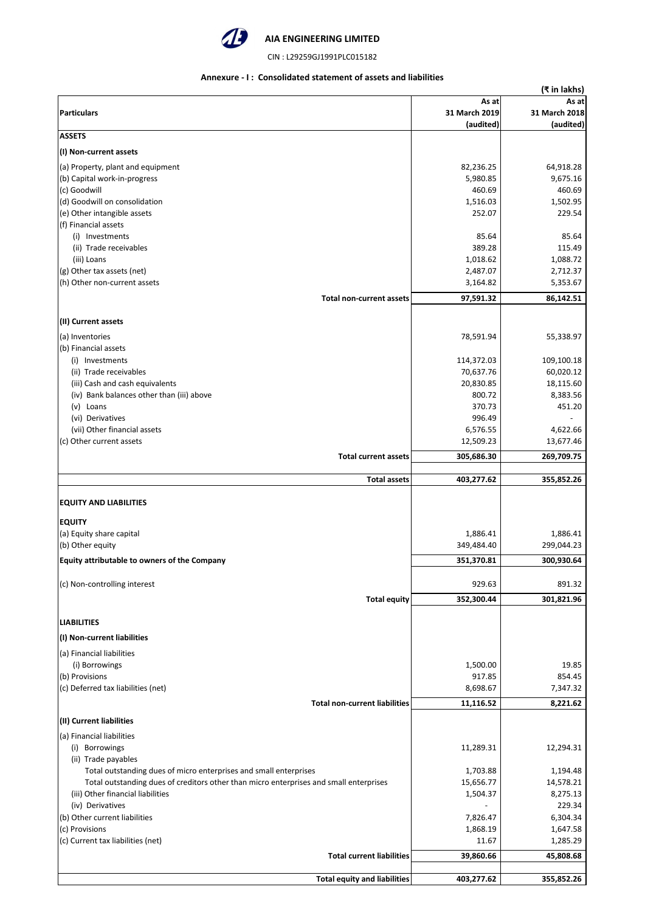**AIA ENGINEERING LIMITED**

CIN : L29259GJ1991PLC015182

**Annexure - I : Consolidated statement of assets and liabilities**

(₹ in lakhs)

| Particulars | As at 31 March 2019 (audited) | As at 31 March 2018 (audited) |
|---|---|---|
| **ASSETS** | | |
| **(I) Non-current assets** | | |
| (a) Property, plant and equipment | 82,236.25 | 64,918.28 |
| (b) Capital work-in-progress | 5,980.85 | 9,675.16 |
| (c) Goodwill | 460.69 | 460.69 |
| (d) Goodwill on consolidation | 1,516.03 | 1,502.95 |
| (e) Other intangible assets | 252.07 | 229.54 |
| (f) Financial assets | | |
| (i) Investments | 85.64 | 85.64 |
| (ii) Trade receivables | 389.28 | 115.49 |
| (iii) Loans | 1,018.62 | 1,088.72 |
| (g) Other tax assets (net) | 2,487.07 | 2,712.37 |
| (h) Other non-current assets | 3,164.82 | 5,353.67 |
| **Total non-current assets** | **97,591.32** | **86,142.51** |
| **(II) Current assets** | | |
| (a) Inventories | 78,591.94 | 55,338.97 |
| (b) Financial assets | | |
| (i) Investments | 114,372.03 | 109,100.18 |
| (ii) Trade receivables | 70,637.76 | 60,020.12 |
| (iii) Cash and cash equivalents | 20,830.85 | 18,115.60 |
| (iv) Bank balances other than (iii) above | 800.72 | 8,383.56 |
| (v) Loans | 370.73 | 451.20 |
| (vi) Derivatives | 996.49 | - |
| (vii) Other financial assets | 6,576.55 | 4,622.66 |
| (c) Other current assets | 12,509.23 | 13,677.46 |
| **Total current assets** | **305,686.30** | **269,709.75** |
| **Total assets** | **403,277.62** | **355,852.26** |
| **EQUITY AND LIABILITIES** | | |
| **EQUITY** | | |
| (a) Equity share capital | 1,886.41 | 1,886.41 |
| (b) Other equity | 349,484.40 | 299,044.23 |
| **Equity attributable to owners of the Company** | **351,370.81** | **300,930.64** |
| (c) Non-controlling interest | 929.63 | 891.32 |
| **Total equity** | **352,300.44** | **301,821.96** |
| **LIABILITIES** | | |
| **(I) Non-current liabilities** | | |
| (a) Financial liabilities | | |
| (i) Borrowings | 1,500.00 | 19.85 |
| (b) Provisions | 917.85 | 854.45 |
| (c) Deferred tax liabilities (net) | 8,698.67 | 7,347.32 |
| **Total non-current liabilities** | **11,116.52** | **8,221.62** |
| **(II) Current liabilities** | | |
| (a) Financial liabilities | | |
| (i) Borrowings | 11,289.31 | 12,294.31 |
| (ii) Trade payables | | |
| Total outstanding dues of micro enterprises and small enterprises | 1,703.88 | 1,194.48 |
| Total outstanding dues of creditors other than micro enterprises and small enterprises | 15,656.77 | 14,578.21 |
| (iii) Other financial liabilities | 1,504.37 | 8,275.13 |
| (iv) Derivatives | - | 229.34 |
| (b) Other current liabilities | 7,826.47 | 6,304.34 |
| (c) Provisions | 1,868.19 | 1,647.58 |
| (c) Current tax liabilities (net) | 11.67 | 1,285.29 |
| **Total current liabilities** | **39,860.66** | **45,808.68** |
| **Total equity and liabilities** | **403,277.62** | **355,852.26** |